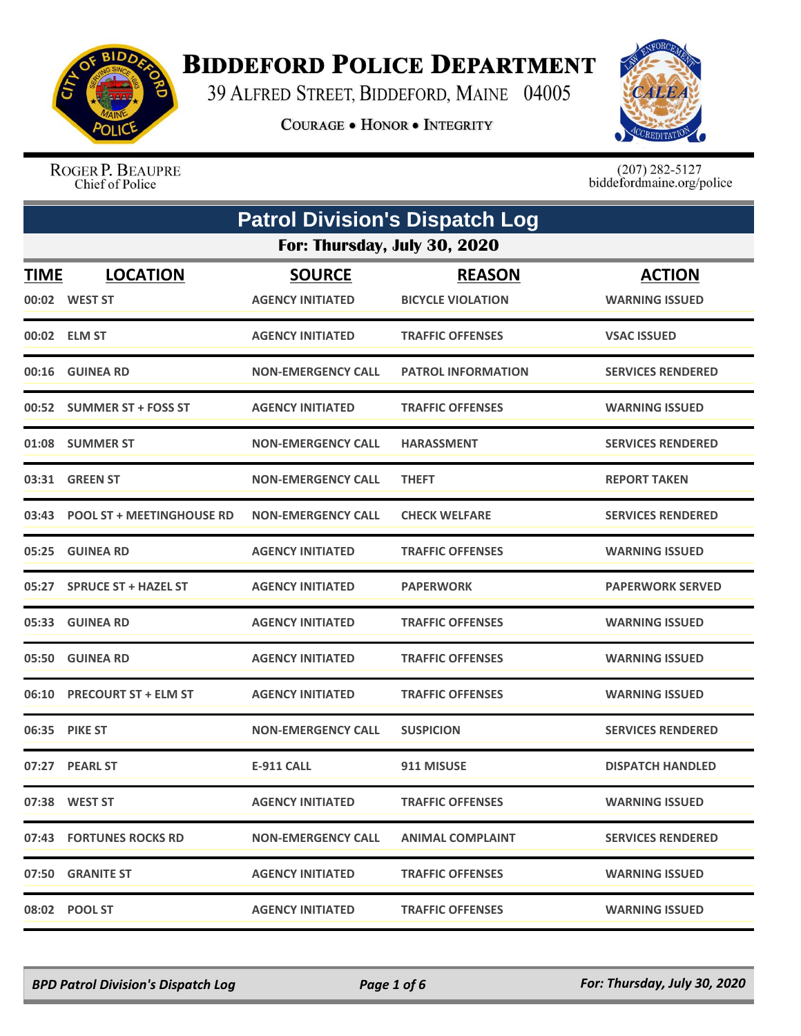# Biddeford Police Department

39 Alfred Street, Biddeford, Maine 04005

**Courage • Honor • Integrity**

Roger P. Beaupre
Chief of Police

(207) 282-5127
biddefordmaine.org/police

## Patrol Division's Dispatch Log

### For: Thursday, July 30, 2020

| TIME | LOCATION | SOURCE | REASON | ACTION |
|---|---|---|---|---|
| 00:02 | WEST ST | AGENCY INITIATED | BICYCLE VIOLATION | WARNING ISSUED |
| 00:02 | ELM ST | AGENCY INITIATED | TRAFFIC OFFENSES | VSAC ISSUED |
| 00:16 | GUINEA RD | NON-EMERGENCY CALL | PATROL INFORMATION | SERVICES RENDERED |
| 00:52 | SUMMER ST + FOSS ST | AGENCY INITIATED | TRAFFIC OFFENSES | WARNING ISSUED |
| 01:08 | SUMMER ST | NON-EMERGENCY CALL | HARASSMENT | SERVICES RENDERED |
| 03:31 | GREEN ST | NON-EMERGENCY CALL | THEFT | REPORT TAKEN |
| 03:43 | POOL ST + MEETINGHOUSE RD | NON-EMERGENCY CALL | CHECK WELFARE | SERVICES RENDERED |
| 05:25 | GUINEA RD | AGENCY INITIATED | TRAFFIC OFFENSES | WARNING ISSUED |
| 05:27 | SPRUCE ST + HAZEL ST | AGENCY INITIATED | PAPERWORK | PAPERWORK SERVED |
| 05:33 | GUINEA RD | AGENCY INITIATED | TRAFFIC OFFENSES | WARNING ISSUED |
| 05:50 | GUINEA RD | AGENCY INITIATED | TRAFFIC OFFENSES | WARNING ISSUED |
| 06:10 | PRECOURT ST + ELM ST | AGENCY INITIATED | TRAFFIC OFFENSES | WARNING ISSUED |
| 06:35 | PIKE ST | NON-EMERGENCY CALL | SUSPICION | SERVICES RENDERED |
| 07:27 | PEARL ST | E-911 CALL | 911 MISUSE | DISPATCH HANDLED |
| 07:38 | WEST ST | AGENCY INITIATED | TRAFFIC OFFENSES | WARNING ISSUED |
| 07:43 | FORTUNES ROCKS RD | NON-EMERGENCY CALL | ANIMAL COMPLAINT | SERVICES RENDERED |
| 07:50 | GRANITE ST | AGENCY INITIATED | TRAFFIC OFFENSES | WARNING ISSUED |
| 08:02 | POOL ST | AGENCY INITIATED | TRAFFIC OFFENSES | WARNING ISSUED |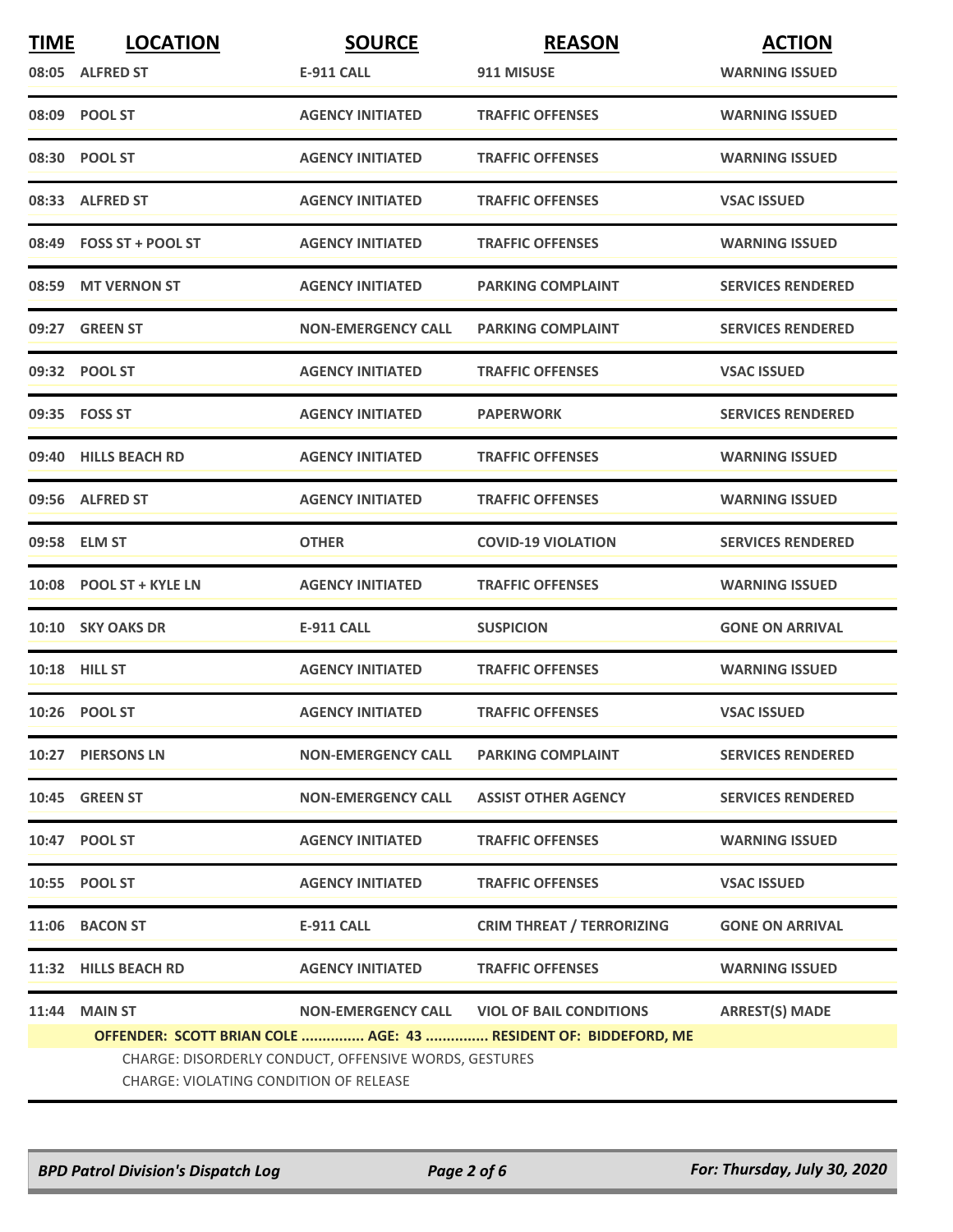| TIME | LOCATION | SOURCE | REASON | ACTION |
|---|---|---|---|---|
| 08:05 | ALFRED ST | E-911 CALL | 911 MISUSE | WARNING ISSUED |
| 08:09 | POOL ST | AGENCY INITIATED | TRAFFIC OFFENSES | WARNING ISSUED |
| 08:30 | POOL ST | AGENCY INITIATED | TRAFFIC OFFENSES | WARNING ISSUED |
| 08:33 | ALFRED ST | AGENCY INITIATED | TRAFFIC OFFENSES | VSAC ISSUED |
| 08:49 | FOSS ST + POOL ST | AGENCY INITIATED | TRAFFIC OFFENSES | WARNING ISSUED |
| 08:59 | MT VERNON ST | AGENCY INITIATED | PARKING COMPLAINT | SERVICES RENDERED |
| 09:27 | GREEN ST | NON-EMERGENCY CALL | PARKING COMPLAINT | SERVICES RENDERED |
| 09:32 | POOL ST | AGENCY INITIATED | TRAFFIC OFFENSES | VSAC ISSUED |
| 09:35 | FOSS ST | AGENCY INITIATED | PAPERWORK | SERVICES RENDERED |
| 09:40 | HILLS BEACH RD | AGENCY INITIATED | TRAFFIC OFFENSES | WARNING ISSUED |
| 09:56 | ALFRED ST | AGENCY INITIATED | TRAFFIC OFFENSES | WARNING ISSUED |
| 09:58 | ELM ST | OTHER | COVID-19 VIOLATION | SERVICES RENDERED |
| 10:08 | POOL ST + KYLE LN | AGENCY INITIATED | TRAFFIC OFFENSES | WARNING ISSUED |
| 10:10 | SKY OAKS DR | E-911 CALL | SUSPICION | GONE ON ARRIVAL |
| 10:18 | HILL ST | AGENCY INITIATED | TRAFFIC OFFENSES | WARNING ISSUED |
| 10:26 | POOL ST | AGENCY INITIATED | TRAFFIC OFFENSES | VSAC ISSUED |
| 10:27 | PIERSONS LN | NON-EMERGENCY CALL | PARKING COMPLAINT | SERVICES RENDERED |
| 10:45 | GREEN ST | NON-EMERGENCY CALL | ASSIST OTHER AGENCY | SERVICES RENDERED |
| 10:47 | POOL ST | AGENCY INITIATED | TRAFFIC OFFENSES | WARNING ISSUED |
| 10:55 | POOL ST | AGENCY INITIATED | TRAFFIC OFFENSES | VSAC ISSUED |
| 11:06 | BACON ST | E-911 CALL | CRIM THREAT / TERRORIZING | GONE ON ARRIVAL |
| 11:32 | HILLS BEACH RD | AGENCY INITIATED | TRAFFIC OFFENSES | WARNING ISSUED |
| 11:44 | MAIN ST | NON-EMERGENCY CALL | VIOL OF BAIL CONDITIONS | ARREST(S) MADE |

**OFFENDER: SCOTT BRIAN COLE ............... AGE: 43 ............... RESIDENT OF: BIDDEFORD, ME**

CHARGE: DISORDERLY CONDUCT, OFFENSIVE WORDS, GESTURES
CHARGE: VIOLATING CONDITION OF RELEASE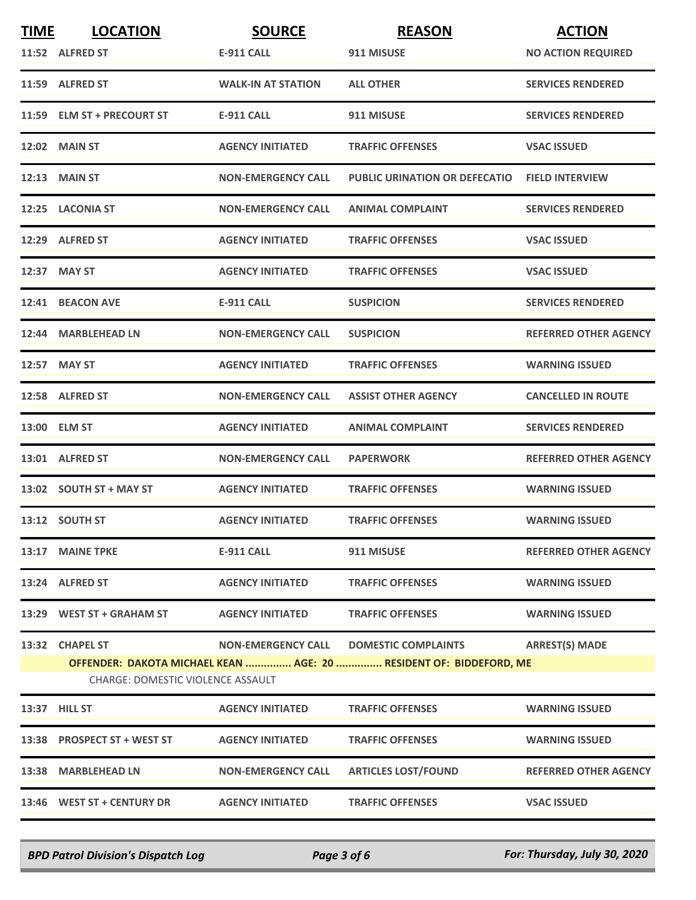| TIME | LOCATION | SOURCE | REASON | ACTION |
|---|---|---|---|---|
| 11:52 | ALFRED ST | E-911 CALL | 911 MISUSE | NO ACTION REQUIRED |
| 11:59 | ALFRED ST | WALK-IN AT STATION | ALL OTHER | SERVICES RENDERED |
| 11:59 | ELM ST + PRECOURT ST | E-911 CALL | 911 MISUSE | SERVICES RENDERED |
| 12:02 | MAIN ST | AGENCY INITIATED | TRAFFIC OFFENSES | VSAC ISSUED |
| 12:13 | MAIN ST | NON-EMERGENCY CALL | PUBLIC URINATION OR DEFECATIO | FIELD INTERVIEW |
| 12:25 | LACONIA ST | NON-EMERGENCY CALL | ANIMAL COMPLAINT | SERVICES RENDERED |
| 12:29 | ALFRED ST | AGENCY INITIATED | TRAFFIC OFFENSES | VSAC ISSUED |
| 12:37 | MAY ST | AGENCY INITIATED | TRAFFIC OFFENSES | VSAC ISSUED |
| 12:41 | BEACON AVE | E-911 CALL | SUSPICION | SERVICES RENDERED |
| 12:44 | MARBLEHEAD LN | NON-EMERGENCY CALL | SUSPICION | REFERRED OTHER AGENCY |
| 12:57 | MAY ST | AGENCY INITIATED | TRAFFIC OFFENSES | WARNING ISSUED |
| 12:58 | ALFRED ST | NON-EMERGENCY CALL | ASSIST OTHER AGENCY | CANCELLED IN ROUTE |
| 13:00 | ELM ST | AGENCY INITIATED | ANIMAL COMPLAINT | SERVICES RENDERED |
| 13:01 | ALFRED ST | NON-EMERGENCY CALL | PAPERWORK | REFERRED OTHER AGENCY |
| 13:02 | SOUTH ST + MAY ST | AGENCY INITIATED | TRAFFIC OFFENSES | WARNING ISSUED |
| 13:12 | SOUTH ST | AGENCY INITIATED | TRAFFIC OFFENSES | WARNING ISSUED |
| 13:17 | MAINE TPKE | E-911 CALL | 911 MISUSE | REFERRED OTHER AGENCY |
| 13:24 | ALFRED ST | AGENCY INITIATED | TRAFFIC OFFENSES | WARNING ISSUED |
| 13:29 | WEST ST + GRAHAM ST | AGENCY INITIATED | TRAFFIC OFFENSES | WARNING ISSUED |
| 13:32 | CHAPEL ST | NON-EMERGENCY CALL | DOMESTIC COMPLAINTS | ARREST(S) MADE |
| | OFFENDER: DAKOTA MICHAEL KEAN ............... AGE: 20 ............... RESIDENT OF: BIDDEFORD, ME | | | |
| | CHARGE: DOMESTIC VIOLENCE ASSAULT | | | |
| 13:37 | HILL ST | AGENCY INITIATED | TRAFFIC OFFENSES | WARNING ISSUED |
| 13:38 | PROSPECT ST + WEST ST | AGENCY INITIATED | TRAFFIC OFFENSES | WARNING ISSUED |
| 13:38 | MARBLEHEAD LN | NON-EMERGENCY CALL | ARTICLES LOST/FOUND | REFERRED OTHER AGENCY |
| 13:46 | WEST ST + CENTURY DR | AGENCY INITIATED | TRAFFIC OFFENSES | VSAC ISSUED |

*BPD Patrol Division's Dispatch Log* — *For: Thursday, July 30, 2020*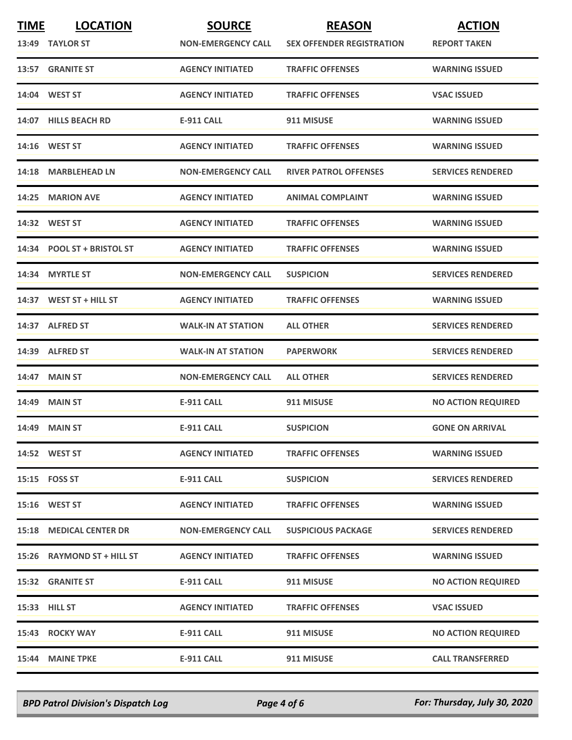| TIME | LOCATION | SOURCE | REASON | ACTION |
|---|---|---|---|---|
| 13:49 | TAYLOR ST | NON-EMERGENCY CALL | SEX OFFENDER REGISTRATION | REPORT TAKEN |
| 13:57 | GRANITE ST | AGENCY INITIATED | TRAFFIC OFFENSES | WARNING ISSUED |
| 14:04 | WEST ST | AGENCY INITIATED | TRAFFIC OFFENSES | VSAC ISSUED |
| 14:07 | HILLS BEACH RD | E-911 CALL | 911 MISUSE | WARNING ISSUED |
| 14:16 | WEST ST | AGENCY INITIATED | TRAFFIC OFFENSES | WARNING ISSUED |
| 14:18 | MARBLEHEAD LN | NON-EMERGENCY CALL | RIVER PATROL OFFENSES | SERVICES RENDERED |
| 14:25 | MARION AVE | AGENCY INITIATED | ANIMAL COMPLAINT | WARNING ISSUED |
| 14:32 | WEST ST | AGENCY INITIATED | TRAFFIC OFFENSES | WARNING ISSUED |
| 14:34 | POOL ST + BRISTOL ST | AGENCY INITIATED | TRAFFIC OFFENSES | WARNING ISSUED |
| 14:34 | MYRTLE ST | NON-EMERGENCY CALL | SUSPICION | SERVICES RENDERED |
| 14:37 | WEST ST + HILL ST | AGENCY INITIATED | TRAFFIC OFFENSES | WARNING ISSUED |
| 14:37 | ALFRED ST | WALK-IN AT STATION | ALL OTHER | SERVICES RENDERED |
| 14:39 | ALFRED ST | WALK-IN AT STATION | PAPERWORK | SERVICES RENDERED |
| 14:47 | MAIN ST | NON-EMERGENCY CALL | ALL OTHER | SERVICES RENDERED |
| 14:49 | MAIN ST | E-911 CALL | 911 MISUSE | NO ACTION REQUIRED |
| 14:49 | MAIN ST | E-911 CALL | SUSPICION | GONE ON ARRIVAL |
| 14:52 | WEST ST | AGENCY INITIATED | TRAFFIC OFFENSES | WARNING ISSUED |
| 15:15 | FOSS ST | E-911 CALL | SUSPICION | SERVICES RENDERED |
| 15:16 | WEST ST | AGENCY INITIATED | TRAFFIC OFFENSES | WARNING ISSUED |
| 15:18 | MEDICAL CENTER DR | NON-EMERGENCY CALL | SUSPICIOUS PACKAGE | SERVICES RENDERED |
| 15:26 | RAYMOND ST + HILL ST | AGENCY INITIATED | TRAFFIC OFFENSES | WARNING ISSUED |
| 15:32 | GRANITE ST | E-911 CALL | 911 MISUSE | NO ACTION REQUIRED |
| 15:33 | HILL ST | AGENCY INITIATED | TRAFFIC OFFENSES | VSAC ISSUED |
| 15:43 | ROCKY WAY | E-911 CALL | 911 MISUSE | NO ACTION REQUIRED |
| 15:44 | MAINE TPKE | E-911 CALL | 911 MISUSE | CALL TRANSFERRED |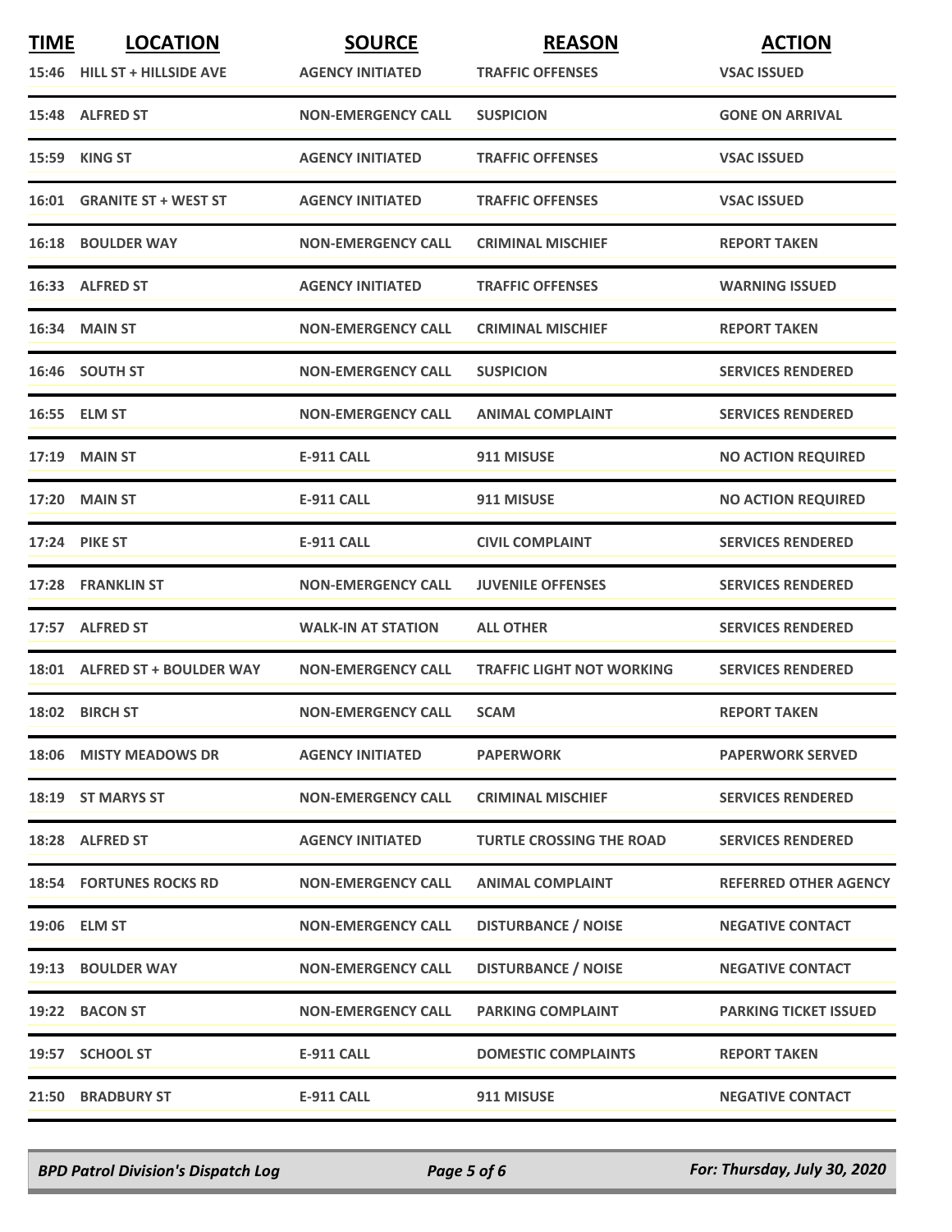| TIME | LOCATION | SOURCE | REASON | ACTION |
| --- | --- | --- | --- | --- |
| 15:46 | HILL ST + HILLSIDE AVE | AGENCY INITIATED | TRAFFIC OFFENSES | VSAC ISSUED |
| 15:48 | ALFRED ST | NON-EMERGENCY CALL | SUSPICION | GONE ON ARRIVAL |
| 15:59 | KING ST | AGENCY INITIATED | TRAFFIC OFFENSES | VSAC ISSUED |
| 16:01 | GRANITE ST + WEST ST | AGENCY INITIATED | TRAFFIC OFFENSES | VSAC ISSUED |
| 16:18 | BOULDER WAY | NON-EMERGENCY CALL | CRIMINAL MISCHIEF | REPORT TAKEN |
| 16:33 | ALFRED ST | AGENCY INITIATED | TRAFFIC OFFENSES | WARNING ISSUED |
| 16:34 | MAIN ST | NON-EMERGENCY CALL | CRIMINAL MISCHIEF | REPORT TAKEN |
| 16:46 | SOUTH ST | NON-EMERGENCY CALL | SUSPICION | SERVICES RENDERED |
| 16:55 | ELM ST | NON-EMERGENCY CALL | ANIMAL COMPLAINT | SERVICES RENDERED |
| 17:19 | MAIN ST | E-911 CALL | 911 MISUSE | NO ACTION REQUIRED |
| 17:20 | MAIN ST | E-911 CALL | 911 MISUSE | NO ACTION REQUIRED |
| 17:24 | PIKE ST | E-911 CALL | CIVIL COMPLAINT | SERVICES RENDERED |
| 17:28 | FRANKLIN ST | NON-EMERGENCY CALL | JUVENILE OFFENSES | SERVICES RENDERED |
| 17:57 | ALFRED ST | WALK-IN AT STATION | ALL OTHER | SERVICES RENDERED |
| 18:01 | ALFRED ST + BOULDER WAY | NON-EMERGENCY CALL | TRAFFIC LIGHT NOT WORKING | SERVICES RENDERED |
| 18:02 | BIRCH ST | NON-EMERGENCY CALL | SCAM | REPORT TAKEN |
| 18:06 | MISTY MEADOWS DR | AGENCY INITIATED | PAPERWORK | PAPERWORK SERVED |
| 18:19 | ST MARYS ST | NON-EMERGENCY CALL | CRIMINAL MISCHIEF | SERVICES RENDERED |
| 18:28 | ALFRED ST | AGENCY INITIATED | TURTLE CROSSING THE ROAD | SERVICES RENDERED |
| 18:54 | FORTUNES ROCKS RD | NON-EMERGENCY CALL | ANIMAL COMPLAINT | REFERRED OTHER AGENCY |
| 19:06 | ELM ST | NON-EMERGENCY CALL | DISTURBANCE / NOISE | NEGATIVE CONTACT |
| 19:13 | BOULDER WAY | NON-EMERGENCY CALL | DISTURBANCE / NOISE | NEGATIVE CONTACT |
| 19:22 | BACON ST | NON-EMERGENCY CALL | PARKING COMPLAINT | PARKING TICKET ISSUED |
| 19:57 | SCHOOL ST | E-911 CALL | DOMESTIC COMPLAINTS | REPORT TAKEN |
| 21:50 | BRADBURY ST | E-911 CALL | 911 MISUSE | NEGATIVE CONTACT |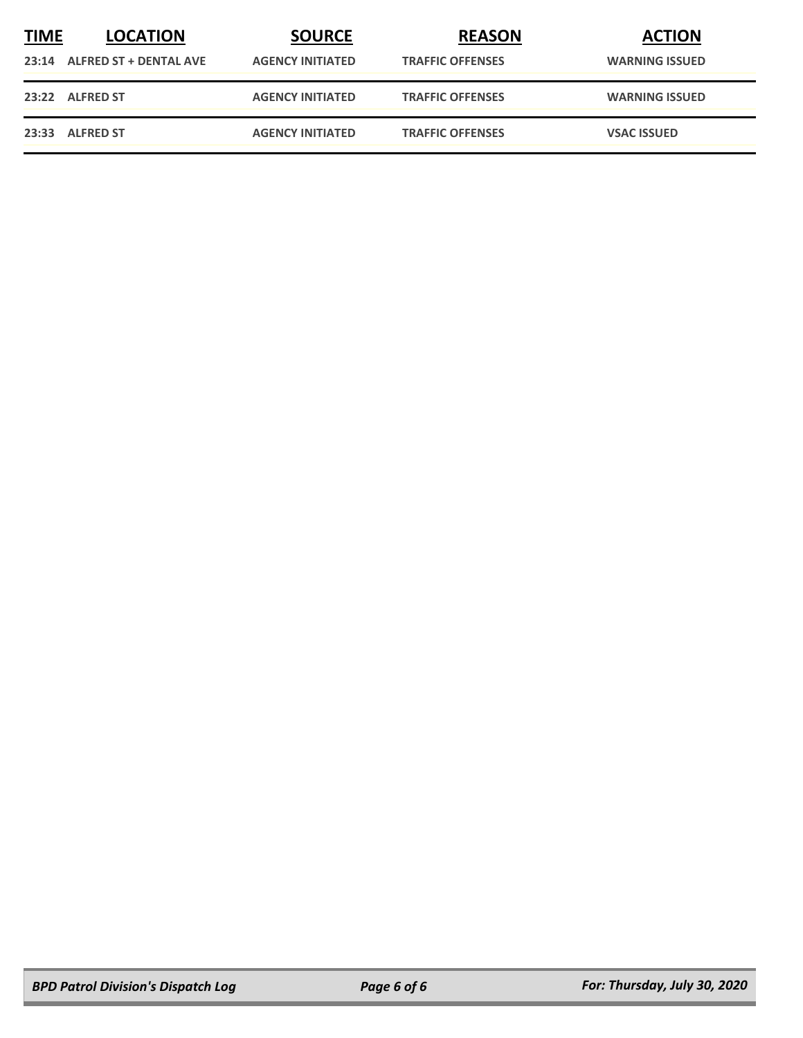| TIME | LOCATION | SOURCE | REASON | ACTION |
|---|---|---|---|---|
| 23:14 | ALFRED ST + DENTAL AVE | AGENCY INITIATED | TRAFFIC OFFENSES | WARNING ISSUED |
| 23:22 | ALFRED ST | AGENCY INITIATED | TRAFFIC OFFENSES | WARNING ISSUED |
| 23:33 | ALFRED ST | AGENCY INITIATED | TRAFFIC OFFENSES | VSAC ISSUED |